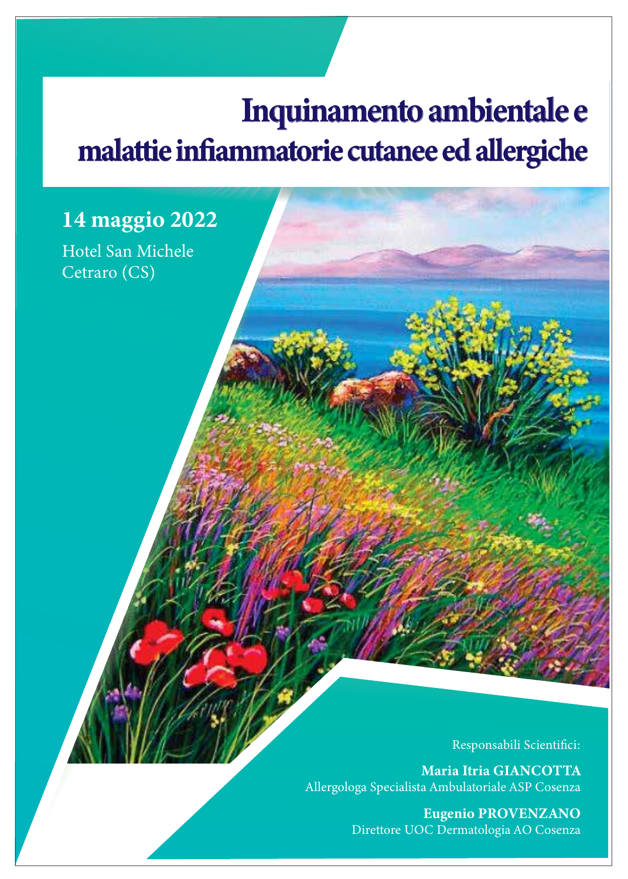# Inquinamento ambientale e malattie infiammatorie cutanee ed allergiche

**14 maggio 2022**

Hotel San Michele
Cetraro (CS)

Responsabili Scientifici:

**Maria Itria GIANCOTTA**
Allergologa Specialista Ambulatoriale ASP Cosenza

**Eugenio PROVENZANO**
Direttore UOC Dermatologia AO Cosenza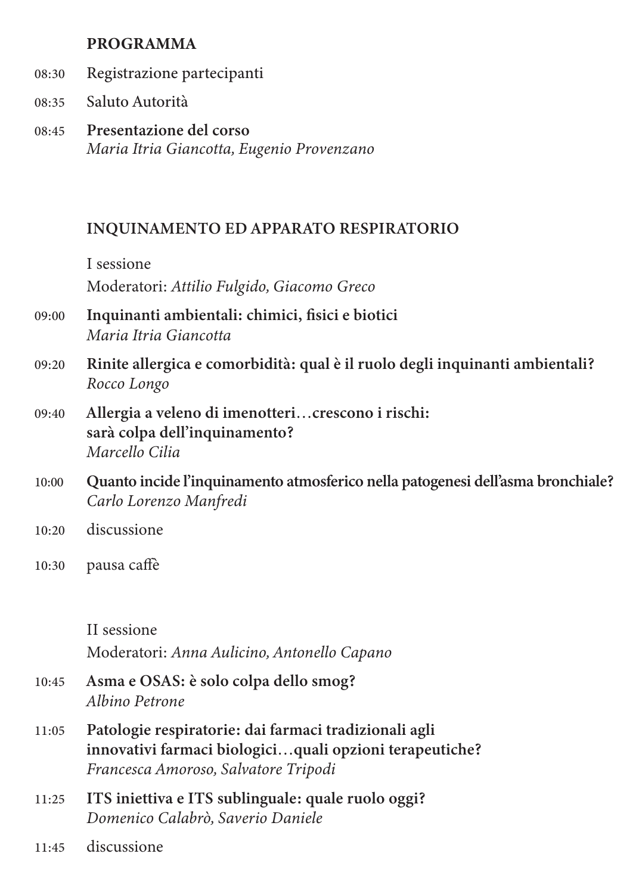## PROGRAMMA

08:30 Registrazione partecipanti

08:35 Saluto Autorità

08:45 **Presentazione del corso**
*Maria Itria Giancotta, Eugenio Provenzano*

## INQUINAMENTO ED APPARATO RESPIRATORIO

I sessione
Moderatori: *Attilio Fulgido, Giacomo Greco*

09:00 **Inquinanti ambientali: chimici, fisici e biotici**
*Maria Itria Giancotta*

09:20 **Rinite allergica e comorbidità: qual è il ruolo degli inquinanti ambientali?**
*Rocco Longo*

09:40 **Allergia a veleno di imenotteri…crescono i rischi: sarà colpa dell'inquinamento?**
*Marcello Cilia*

10:00 **Quanto incide l'inquinamento atmosferico nella patogenesi dell'asma bronchiale?**
*Carlo Lorenzo Manfredi*

10:20 discussione

10:30 pausa caffè

II sessione
Moderatori: *Anna Aulicino, Antonello Capano*

10:45 **Asma e OSAS: è solo colpa dello smog?**
*Albino Petrone*

11:05 **Patologie respiratorie: dai farmaci tradizionali agli innovativi farmaci biologici…quali opzioni terapeutiche?**
*Francesca Amoroso, Salvatore Tripodi*

11:25 **ITS iniettiva e ITS sublinguale: quale ruolo oggi?**
*Domenico Calabrò, Saverio Daniele*

11:45 discussione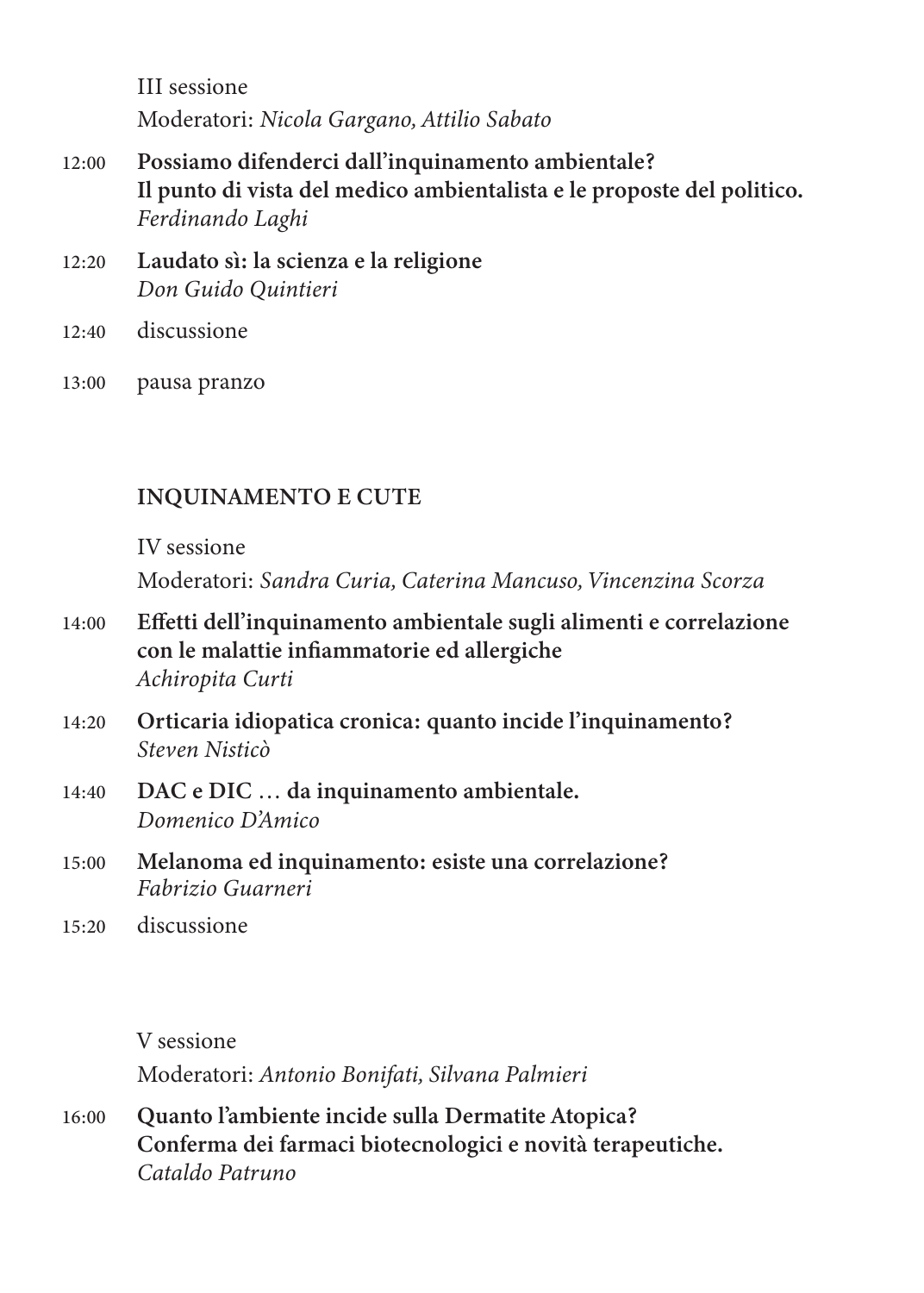III sessione

Moderatori: *Nicola Gargano, Attilio Sabato*

12:00 **Possiamo difenderci dall'inquinamento ambientale?**
**Il punto di vista del medico ambientalista e le proposte del politico.**
*Ferdinando Laghi*

12:20 **Laudato sì: la scienza e la religione**
*Don Guido Quintieri*

12:40 discussione

13:00 pausa pranzo

## INQUINAMENTO E CUTE

IV sessione

Moderatori: *Sandra Curia, Caterina Mancuso, Vincenzina Scorza*

14:00 **Effetti dell'inquinamento ambientale sugli alimenti e correlazione con le malattie infiammatorie ed allergiche**
*Achiropita Curti*

14:20 **Orticaria idiopatica cronica: quanto incide l'inquinamento?**
*Steven Nisticò*

14:40 **DAC e DIC … da inquinamento ambientale.**
*Domenico D'Amico*

15:00 **Melanoma ed inquinamento: esiste una correlazione?**
*Fabrizio Guarneri*

15:20 discussione

V sessione

Moderatori: *Antonio Bonifati, Silvana Palmieri*

16:00 **Quanto l'ambiente incide sulla Dermatite Atopica?**
**Conferma dei farmaci biotecnologici e novità terapeutiche.**
*Cataldo Patruno*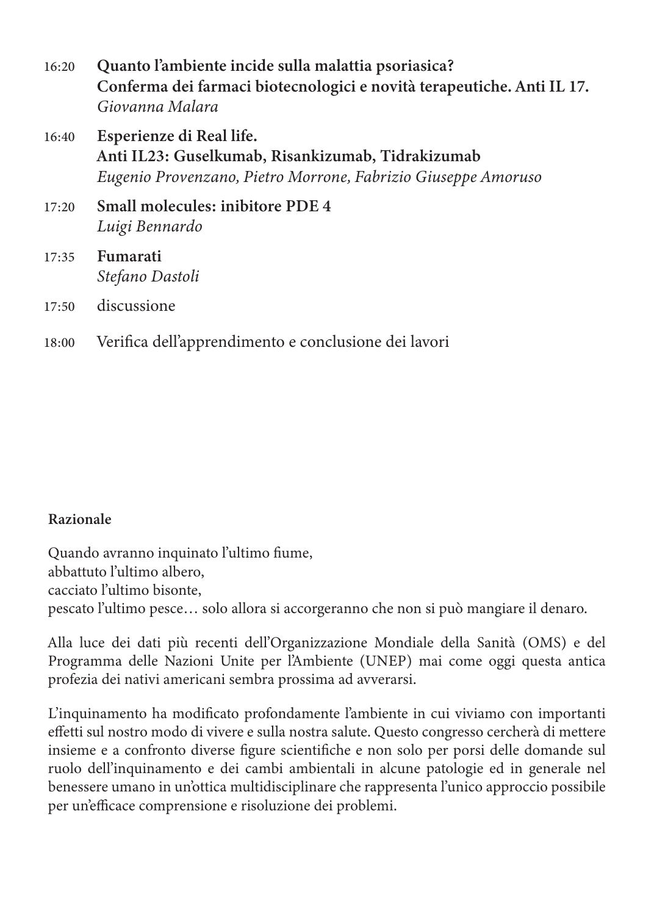16:20 **Quanto l'ambiente incide sulla malattia psoriasica?**
**Conferma dei farmaci biotecnologici e novità terapeutiche. Anti IL 17.**
*Giovanna Malara*

16:40 **Esperienze di Real life.**
**Anti IL23: Guselkumab, Risankizumab, Tidrakizumab**
*Eugenio Provenzano, Pietro Morrone, Fabrizio Giuseppe Amoruso*

17:20 **Small molecules: inibitore PDE 4**
*Luigi Bennardo*

17:35 **Fumarati**
*Stefano Dastoli*

17:50 discussione

18:00 Verifica dell'apprendimento e conclusione dei lavori

**Razionale**

Quando avranno inquinato l'ultimo fiume,
abbattuto l'ultimo albero,
cacciato l'ultimo bisonte,
pescato l'ultimo pesce… solo allora si accorgeranno che non si può mangiare il denaro.

Alla luce dei dati più recenti dell'Organizzazione Mondiale della Sanità (OMS) e del Programma delle Nazioni Unite per l'Ambiente (UNEP) mai come oggi questa antica profezia dei nativi americani sembra prossima ad avverarsi.

L'inquinamento ha modificato profondamente l'ambiente in cui viviamo con importanti effetti sul nostro modo di vivere e sulla nostra salute. Questo congresso cercherà di mettere insieme e a confronto diverse figure scientifiche e non solo per porsi delle domande sul ruolo dell'inquinamento e dei cambi ambientali in alcune patologie ed in generale nel benessere umano in un'ottica multidisciplinare che rappresenta l'unico approccio possibile per un'efficace comprensione e risoluzione dei problemi.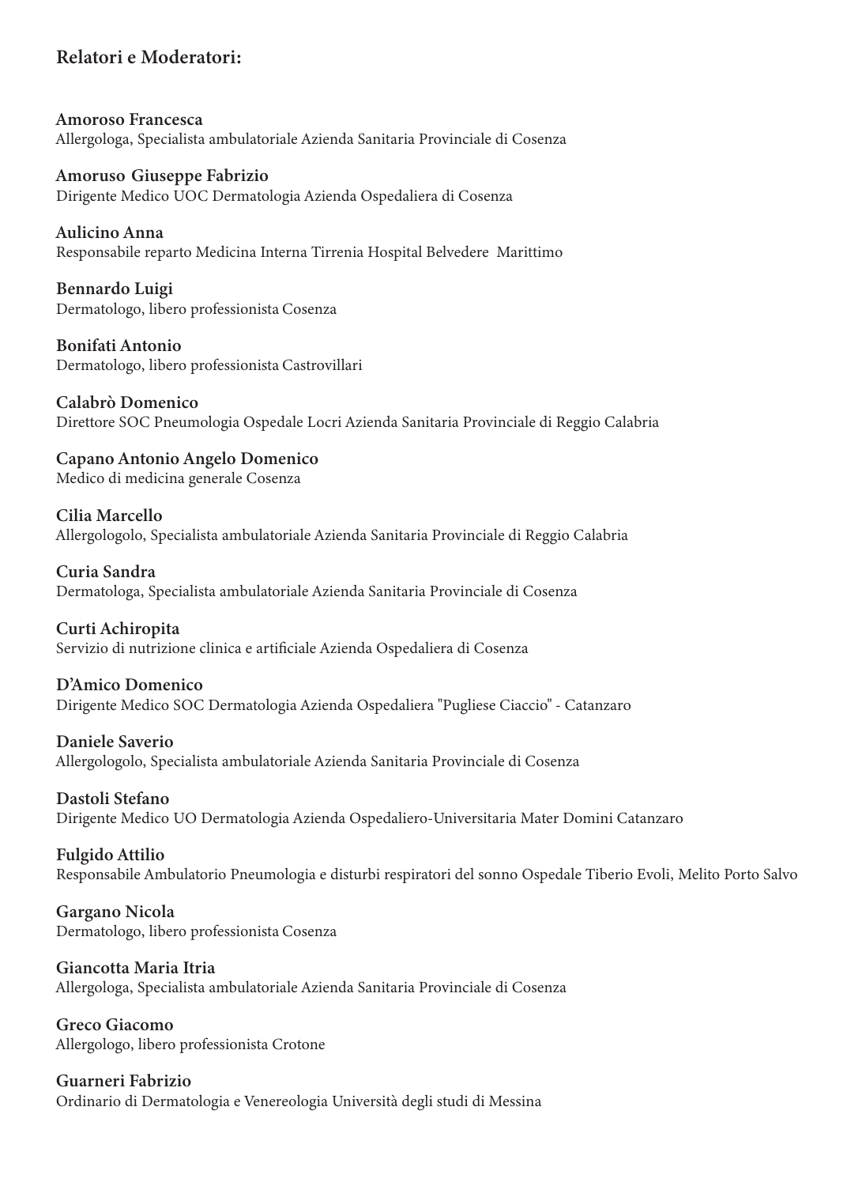## Relatori e Moderatori:

**Amoroso Francesca**
Allergologa, Specialista ambulatoriale Azienda Sanitaria Provinciale di Cosenza

**Amoruso Giuseppe Fabrizio**
Dirigente Medico UOC Dermatologia Azienda Ospedaliera di Cosenza

**Aulicino Anna**
Responsabile reparto Medicina Interna Tirrenia Hospital Belvedere Marittimo

**Bennardo Luigi**
Dermatologo, libero professionista Cosenza

**Bonifati Antonio**
Dermatologo, libero professionista Castrovillari

**Calabrò Domenico**
Direttore SOC Pneumologia Ospedale Locri Azienda Sanitaria Provinciale di Reggio Calabria

**Capano Antonio Angelo Domenico**
Medico di medicina generale Cosenza

**Cilia Marcello**
Allergologolo, Specialista ambulatoriale Azienda Sanitaria Provinciale di Reggio Calabria

**Curia Sandra**
Dermatologa, Specialista ambulatoriale Azienda Sanitaria Provinciale di Cosenza

**Curti Achiropita**
Servizio di nutrizione clinica e artificiale Azienda Ospedaliera di Cosenza

**D'Amico Domenico**
Dirigente Medico SOC Dermatologia Azienda Ospedaliera "Pugliese Ciaccio" - Catanzaro

**Daniele Saverio**
Allergologolo, Specialista ambulatoriale Azienda Sanitaria Provinciale di Cosenza

**Dastoli Stefano**
Dirigente Medico UO Dermatologia Azienda Ospedaliero-Universitaria Mater Domini Catanzaro

**Fulgido Attilio**
Responsabile Ambulatorio Pneumologia e disturbi respiratori del sonno Ospedale Tiberio Evoli, Melito Porto Salvo

**Gargano Nicola**
Dermatologo, libero professionista Cosenza

**Giancotta Maria Itria**
Allergologa, Specialista ambulatoriale Azienda Sanitaria Provinciale di Cosenza

**Greco Giacomo**
Allergologo, libero professionista Crotone

**Guarneri Fabrizio**
Ordinario di Dermatologia e Venereologia Università degli studi di Messina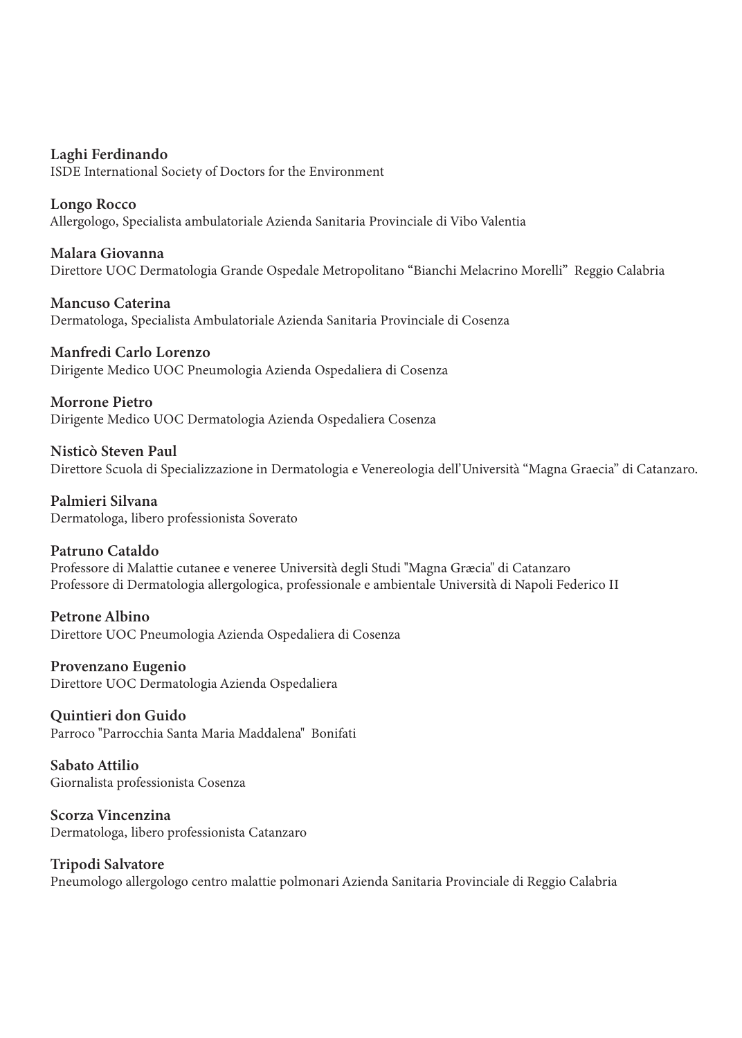**Laghi Ferdinando**
ISDE International Society of Doctors for the Environment

**Longo Rocco**
Allergologo, Specialista ambulatoriale Azienda Sanitaria Provinciale di Vibo Valentia

**Malara Giovanna**
Direttore UOC Dermatologia Grande Ospedale Metropolitano "Bianchi Melacrino Morelli" Reggio Calabria

**Mancuso Caterina**
Dermatologa, Specialista Ambulatoriale Azienda Sanitaria Provinciale di Cosenza

**Manfredi Carlo Lorenzo**
Dirigente Medico UOC Pneumologia Azienda Ospedaliera di Cosenza

**Morrone Pietro**
Dirigente Medico UOC Dermatologia Azienda Ospedaliera Cosenza

**Nisticò Steven Paul**
Direttore Scuola di Specializzazione in Dermatologia e Venereologia dell'Università "Magna Graecia" di Catanzaro.

**Palmieri Silvana**
Dermatologa, libero professionista Soverato

**Patruno Cataldo**
Professore di Malattie cutanee e veneree Università degli Studi "Magna Græcia" di Catanzaro
Professore di Dermatologia allergologica, professionale e ambientale Università di Napoli Federico II

**Petrone Albino**
Direttore UOC Pneumologia Azienda Ospedaliera di Cosenza

**Provenzano Eugenio**
Direttore UOC Dermatologia Azienda Ospedaliera

**Quintieri don Guido**
Parroco "Parrocchia Santa Maria Maddalena" Bonifati

**Sabato Attilio**
Giornalista professionista Cosenza

**Scorza Vincenzina**
Dermatologa, libero professionista Catanzaro

**Tripodi Salvatore**
Pneumologo allergologo centro malattie polmonari Azienda Sanitaria Provinciale di Reggio Calabria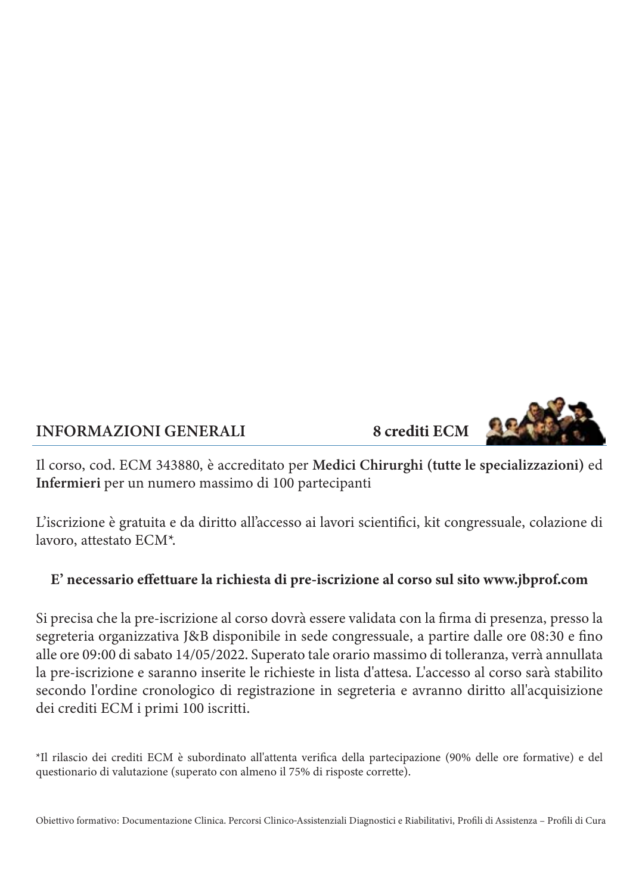## INFORMAZIONI GENERALI **8 crediti ECM**

Il corso, cod. ECM 343880, è accreditato per **Medici Chirurghi (tutte le specializzazioni)** ed **Infermieri** per un numero massimo di 100 partecipanti

L'iscrizione è gratuita e da diritto all'accesso ai lavori scientifici, kit congressuale, colazione di lavoro, attestato ECM*.

**E' necessario effettuare la richiesta di pre-iscrizione al corso sul sito www.jbprof.com**

Si precisa che la pre-iscrizione al corso dovrà essere validata con la firma di presenza, presso la segreteria organizzativa J&B disponibile in sede congressuale, a partire dalle ore 08:30 e fino alle ore 09:00 di sabato 14/05/2022. Superato tale orario massimo di tolleranza, verrà annullata la pre-iscrizione e saranno inserite le richieste in lista d'attesa. L'accesso al corso sarà stabilito secondo l'ordine cronologico di registrazione in segreteria e avranno diritto all'acquisizione dei crediti ECM i primi 100 iscritti.

*Il rilascio dei crediti ECM è subordinato all'attenta verifica della partecipazione (90% delle ore formative) e del questionario di valutazione (superato con almeno il 75% di risposte corrette).

Obiettivo formativo: Documentazione Clinica. Percorsi Clinico-Assistenziali Diagnostici e Riabilitativi, Profili di Assistenza – Profili di Cura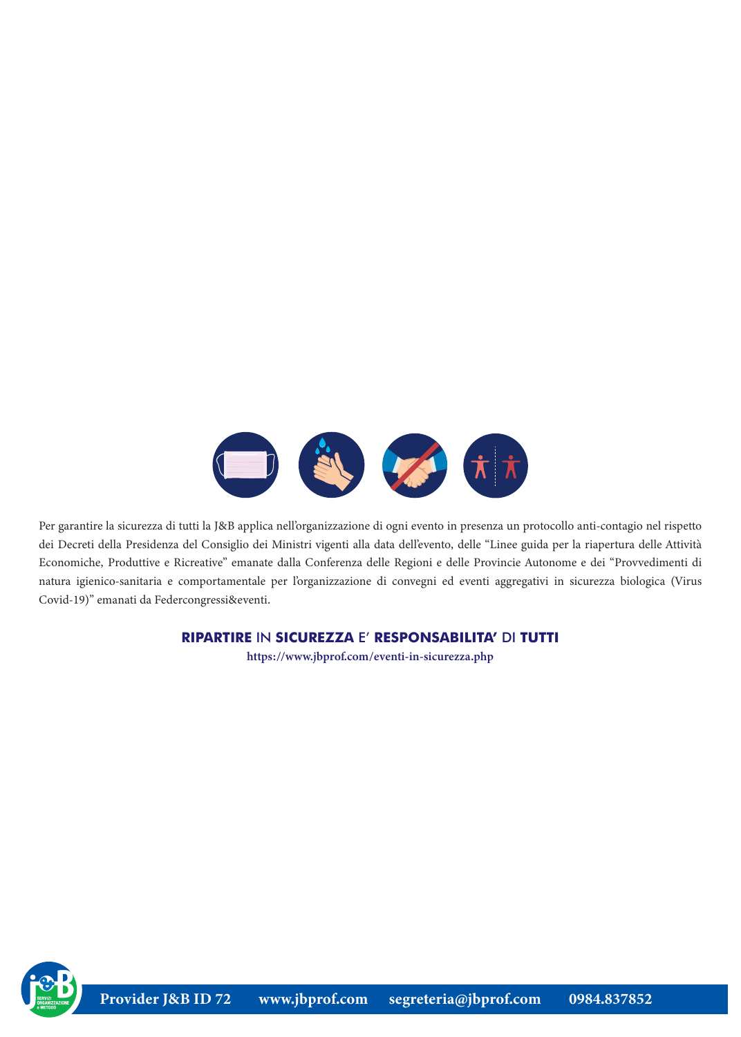Per garantire la sicurezza di tutti la J&B applica nell'organizzazione di ogni evento in presenza un protocollo anti-contagio nel rispetto dei Decreti della Presidenza del Consiglio dei Ministri vigenti alla data dell'evento, delle "Linee guida per la riapertura delle Attività Economiche, Produttive e Ricreative" emanate dalla Conferenza delle Regioni e delle Provincie Autonome e dei "Provvedimenti di natura igienico-sanitaria e comportamentale per l'organizzazione di convegni ed eventi aggregativi in sicurezza biologica (Virus Covid-19)" emanati da Federcongressi&eventi.

**RIPARTIRE** IN **SICUREZZA** E' **RESPONSABILITA'** DI **TUTTI**

**https://www.jbprof.com/eventi-in-sicurezza.php**

**Provider J&B ID 72** **www.jbprof.com** **segreteria@jbprof.com** **0984.837852**